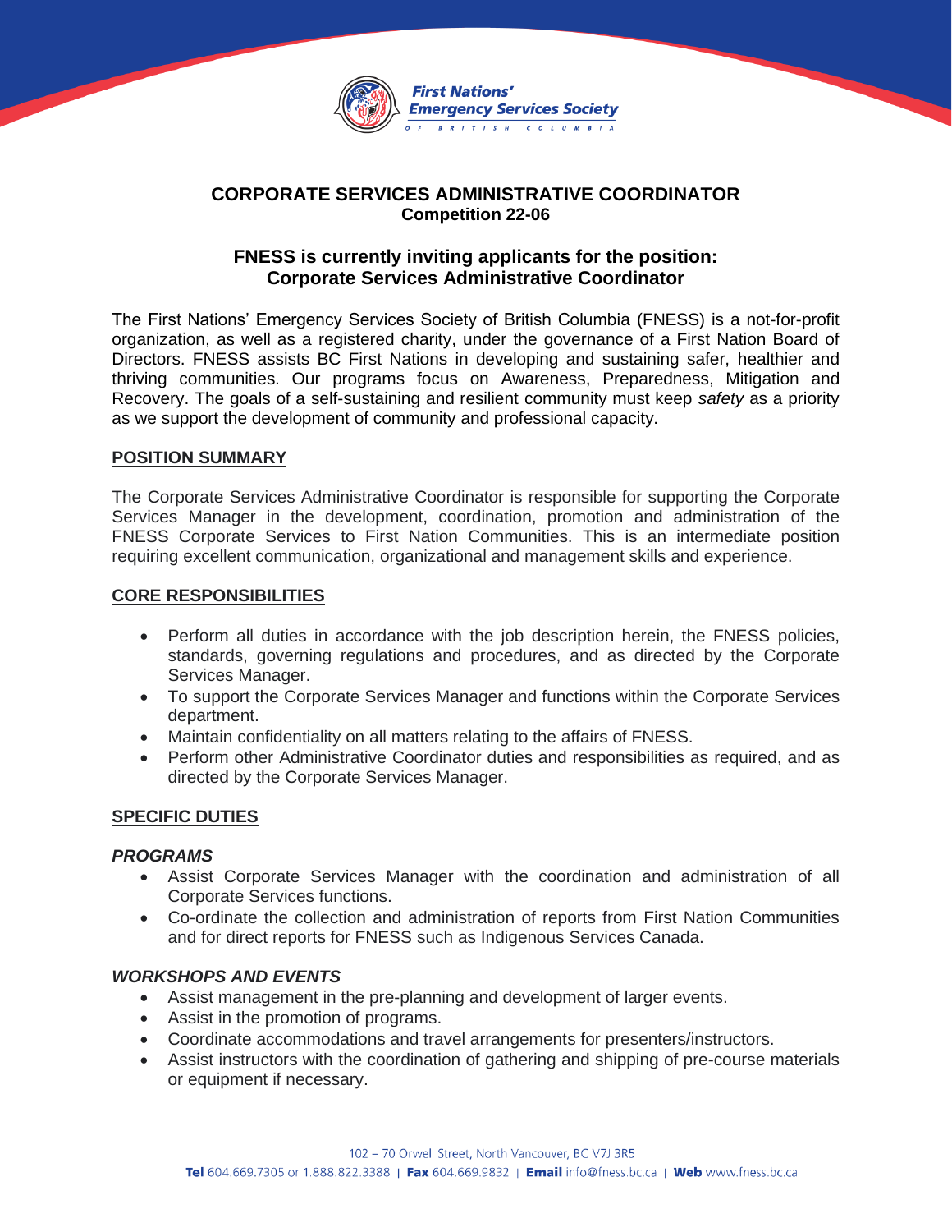# CORPORATE SERVICES ADMINISTRATIVE COORDINATOR

**Competition 22-06**

## FNESS is currently inviting applicants for the position: Corporate Services Administrative Coordinator

The First Nations' Emergency Services Society of British Columbia (FNESS) is a not-for-profit organization, as well as a registered charity, under the governance of a First Nation Board of Directors. FNESS assists BC First Nations in developing and sustaining safer, healthier and thriving communities. Our programs focus on Awareness, Preparedness, Mitigation and Recovery. The goals of a self-sustaining and resilient community must keep *safety* as a priority as we support the development of community and professional capacity.

## POSITION SUMMARY

The Corporate Services Administrative Coordinator is responsible for supporting the Corporate Services Manager in the development, coordination, promotion and administration of the FNESS Corporate Services to First Nation Communities. This is an intermediate position requiring excellent communication, organizational and management skills and experience.

## CORE RESPONSIBILITIES

- Perform all duties in accordance with the job description herein, the FNESS policies, standards, governing regulations and procedures, and as directed by the Corporate Services Manager.
- To support the Corporate Services Manager and functions within the Corporate Services department.
- Maintain confidentiality on all matters relating to the affairs of FNESS.
- Perform other Administrative Coordinator duties and responsibilities as required, and as directed by the Corporate Services Manager.

## SPECIFIC DUTIES

### *PROGRAMS*

- Assist Corporate Services Manager with the coordination and administration of all Corporate Services functions.
- Co-ordinate the collection and administration of reports from First Nation Communities and for direct reports for FNESS such as Indigenous Services Canada.

### *WORKSHOPS AND EVENTS*

- Assist management in the pre-planning and development of larger events.
- Assist in the promotion of programs.
- Coordinate accommodations and travel arrangements for presenters/instructors.
- Assist instructors with the coordination of gathering and shipping of pre-course materials or equipment if necessary.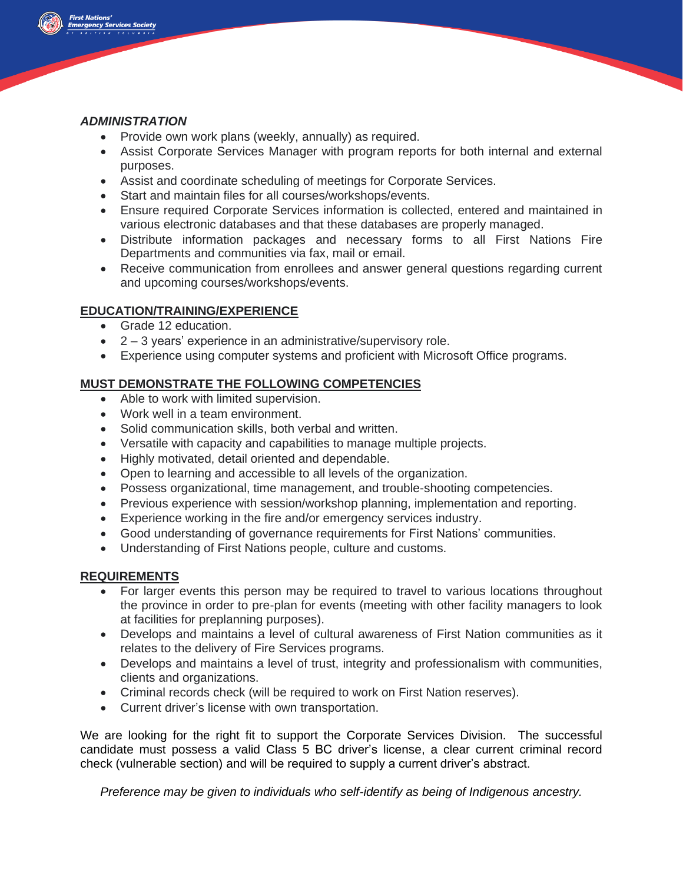### *ADMINISTRATION*

- Provide own work plans (weekly, annually) as required.
- Assist Corporate Services Manager with program reports for both internal and external purposes.
- Assist and coordinate scheduling of meetings for Corporate Services.
- Start and maintain files for all courses/workshops/events.
- Ensure required Corporate Services information is collected, entered and maintained in various electronic databases and that these databases are properly managed.
- Distribute information packages and necessary forms to all First Nations Fire Departments and communities via fax, mail or email.
- Receive communication from enrollees and answer general questions regarding current and upcoming courses/workshops/events.

## EDUCATION/TRAINING/EXPERIENCE

- Grade 12 education.
- 2 – 3 years' experience in an administrative/supervisory role.
- Experience using computer systems and proficient with Microsoft Office programs.

## MUST DEMONSTRATE THE FOLLOWING COMPETENCIES

- Able to work with limited supervision.
- Work well in a team environment.
- Solid communication skills, both verbal and written.
- Versatile with capacity and capabilities to manage multiple projects.
- Highly motivated, detail oriented and dependable.
- Open to learning and accessible to all levels of the organization.
- Possess organizational, time management, and trouble-shooting competencies.
- Previous experience with session/workshop planning, implementation and reporting.
- Experience working in the fire and/or emergency services industry.
- Good understanding of governance requirements for First Nations' communities.
- Understanding of First Nations people, culture and customs.

## REQUIREMENTS

- For larger events this person may be required to travel to various locations throughout the province in order to pre-plan for events (meeting with other facility managers to look at facilities for preplanning purposes).
- Develops and maintains a level of cultural awareness of First Nation communities as it relates to the delivery of Fire Services programs.
- Develops and maintains a level of trust, integrity and professionalism with communities, clients and organizations.
- Criminal records check (will be required to work on First Nation reserves).
- Current driver's license with own transportation.

We are looking for the right fit to support the Corporate Services Division. The successful candidate must possess a valid Class 5 BC driver's license, a clear current criminal record check (vulnerable section) and will be required to supply a current driver's abstract.

*Preference may be given to individuals who self-identify as being of Indigenous ancestry.*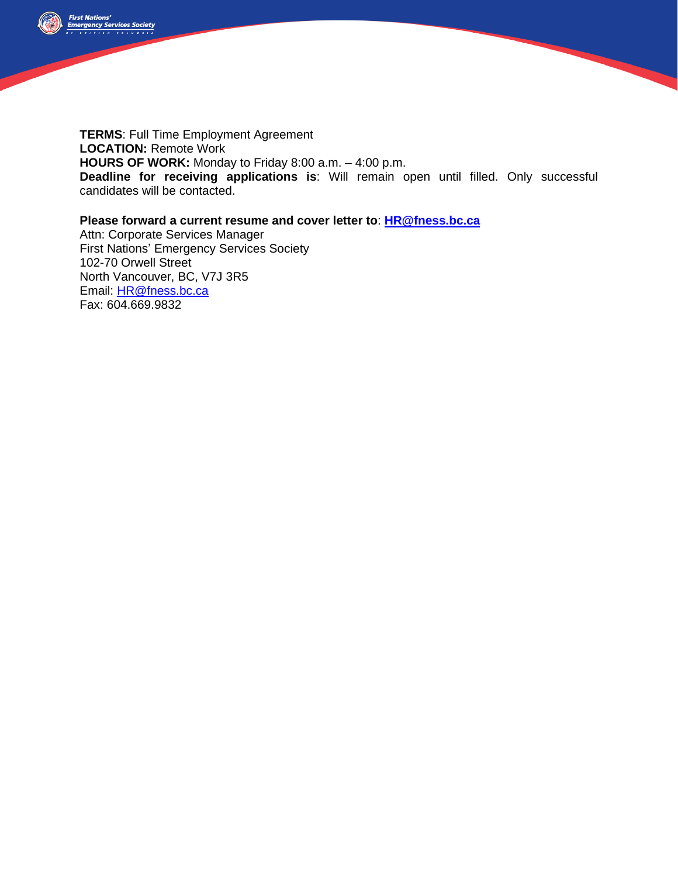**TERMS**: Full Time Employment Agreement
**LOCATION:** Remote Work
**HOURS OF WORK:** Monday to Friday 8:00 a.m. – 4:00 p.m.
**Deadline for receiving applications is**: Will remain open until filled. Only successful candidates will be contacted.

**Please forward a current resume and cover letter to**: **HR@fness.bc.ca**
Attn: Corporate Services Manager
First Nations' Emergency Services Society
102-70 Orwell Street
North Vancouver, BC, V7J 3R5
Email: HR@fness.bc.ca
Fax: 604.669.9832